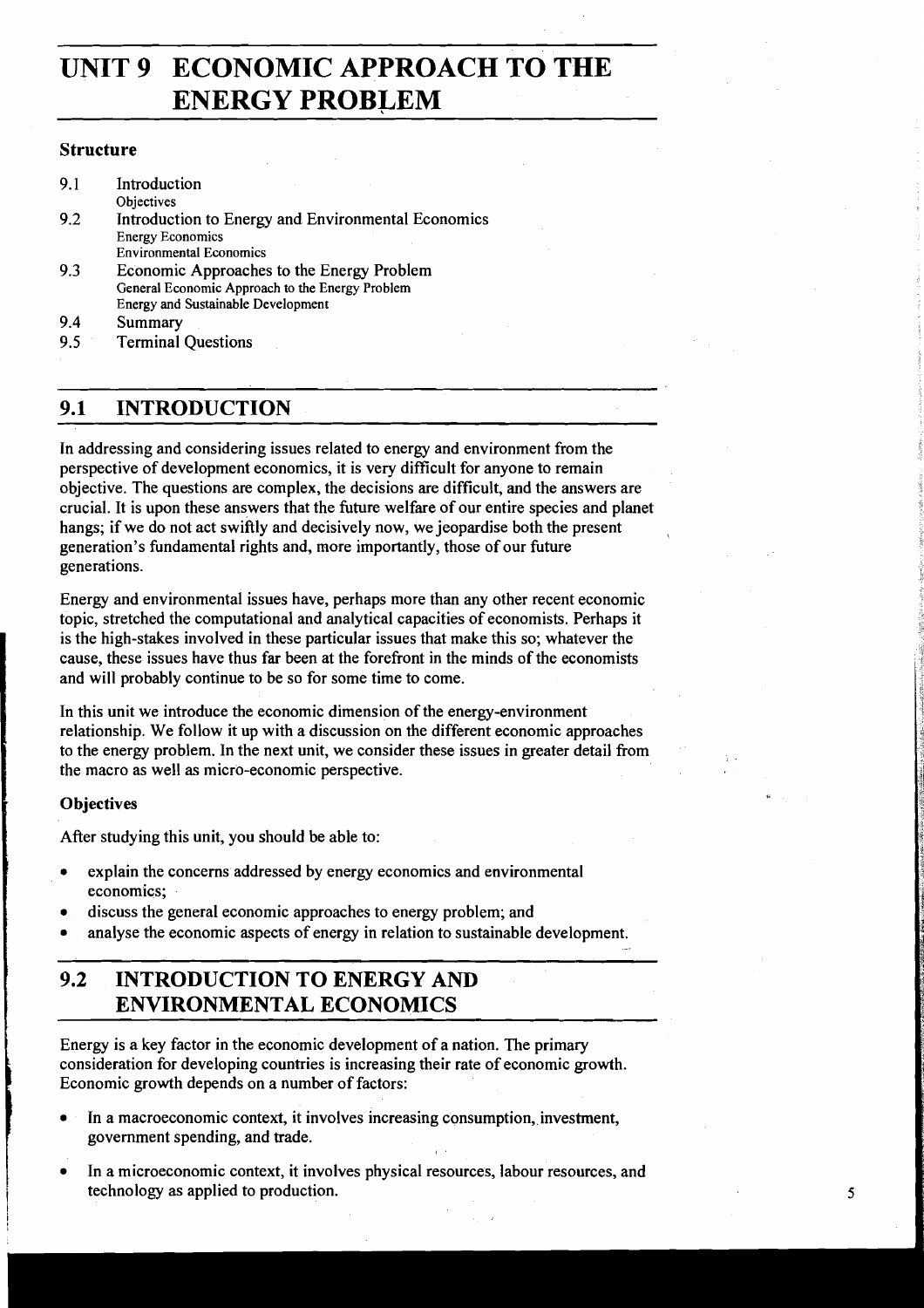# UNIT 9 ECONOMIC APPROACH TO THE ENERGY PROBLEM

### Structure

- 9.1 Introduction
  - Objectives
- 9.2 Introduction to Energy and Environmental Economics
  - Energy Economics
  - Environmental Economics
- 9.3 Economic Approaches to the Energy Problem
  - General Economic Approach to the Energy Problem
  - Energy and Sustainable Development
- 9.4 Summary
- 9.5 Terminal Questions

## 9.1 INTRODUCTION

In addressing and considering issues related to energy and environment from the perspective of development economics, it is very difficult for anyone to remain objective. The questions are complex, the decisions are difficult, and the answers are crucial. It is upon these answers that the future welfare of our entire species and planet hangs; if we do not act swiftly and decisively now, we jeopardise both the present generation's fundamental rights and, more importantly, those of our future generations.

Energy and environmental issues have, perhaps more than any other recent economic topic, stretched the computational and analytical capacities of economists. Perhaps it is the high-stakes involved in these particular issues that make this so; whatever the cause, these issues have thus far been at the forefront in the minds of the economists and will probably continue to be so for some time to come.

In this unit we introduce the economic dimension of the energy-environment relationship. We follow it up with a discussion on the different economic approaches to the energy problem. In the next unit, we consider these issues in greater detail from the macro as well as micro-economic perspective.

### Objectives

After studying this unit, you should be able to:

- explain the concerns addressed by energy economics and environmental economics;
- discuss the general economic approaches to energy problem; and
- analyse the economic aspects of energy in relation to sustainable development.

## 9.2 INTRODUCTION TO ENERGY AND ENVIRONMENTAL ECONOMICS

Energy is a key factor in the economic development of a nation. The primary consideration for developing countries is increasing their rate of economic growth. Economic growth depends on a number of factors:

- In a macroeconomic context, it involves increasing consumption, investment, government spending, and trade.
- In a microeconomic context, it involves physical resources, labour resources, and technology as applied to production.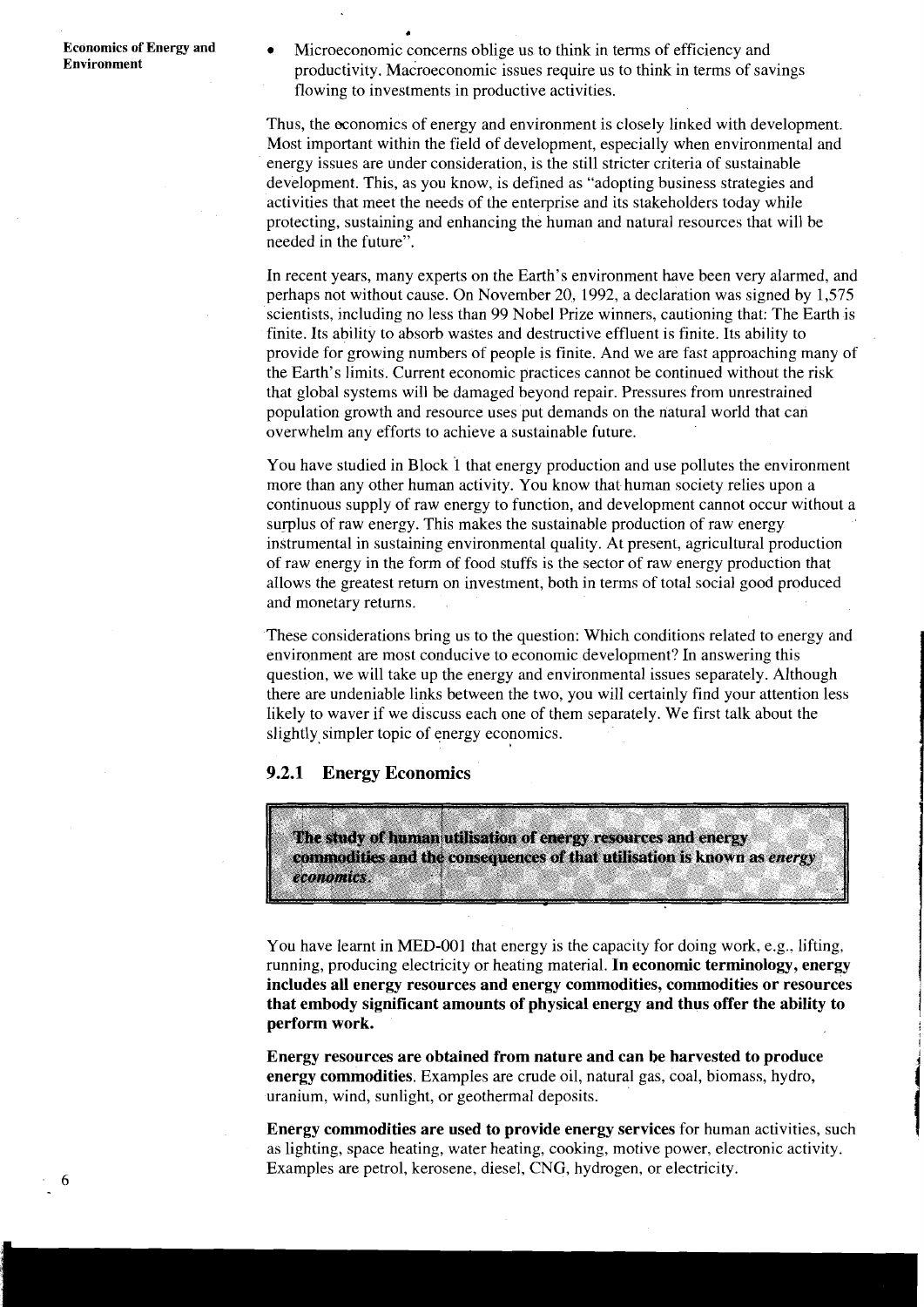- Microeconomic concerns oblige us to think in terms of efficiency and productivity. Macroeconomic issues require us to think in terms of savings flowing to investments in productive activities.

Thus, the economics of energy and environment is closely linked with development. Most important within the field of development, especially when environmental and energy issues are under consideration, is the still stricter criteria of sustainable development. This, as you know, is defined as "adopting business strategies and activities that meet the needs of the enterprise and its stakeholders today while protecting, sustaining and enhancing the human and natural resources that will be needed in the future".

In recent years, many experts on the Earth's environment have been very alarmed, and perhaps not without cause. On November 20, 1992, a declaration was signed by 1,575 scientists, including no less than 99 Nobel Prize winners, cautioning that: The Earth is finite. Its ability to absorb wastes and destructive effluent is finite. Its ability to provide for growing numbers of people is finite. And we are fast approaching many of the Earth's limits. Current economic practices cannot be continued without the risk that global systems will be damaged beyond repair. Pressures from unrestrained population growth and resource uses put demands on the natural world that can overwhelm any efforts to achieve a sustainable future.

You have studied in Block 1 that energy production and use pollutes the environment more than any other human activity. You know that human society relies upon a continuous supply of raw energy to function, and development cannot occur without a surplus of raw energy. This makes the sustainable production of raw energy instrumental in sustaining environmental quality. At present, agricultural production of raw energy in the form of food stuffs is the sector of raw energy production that allows the greatest return on investment, both in terms of total social good produced and monetary returns.

These considerations bring us to the question: Which conditions related to energy and environment are most conducive to economic development? In answering this question, we will take up the energy and environmental issues separately. Although there are undeniable links between the two, you will certainly find your attention less likely to waver if we discuss each one of them separately. We first talk about the slightly simpler topic of energy economics.

### 9.2.1 Energy Economics

**The study of human utilisation of energy resources and energy commodities and the consequences of that utilisation is known as *energy economics*.**

You have learnt in MED-001 that energy is the capacity for doing work, e.g., lifting, running, producing electricity or heating material. **In economic terminology, energy includes all energy resources and energy commodities, commodities or resources that embody significant amounts of physical energy and thus offer the ability to perform work.**

**Energy resources are obtained from nature and can be harvested to produce energy commodities**. Examples are crude oil, natural gas, coal, biomass, hydro, uranium, wind, sunlight, or geothermal deposits.

**Energy commodities are used to provide energy services** for human activities, such as lighting, space heating, water heating, cooking, motive power, electronic activity. Examples are petrol, kerosene, diesel, CNG, hydrogen, or electricity.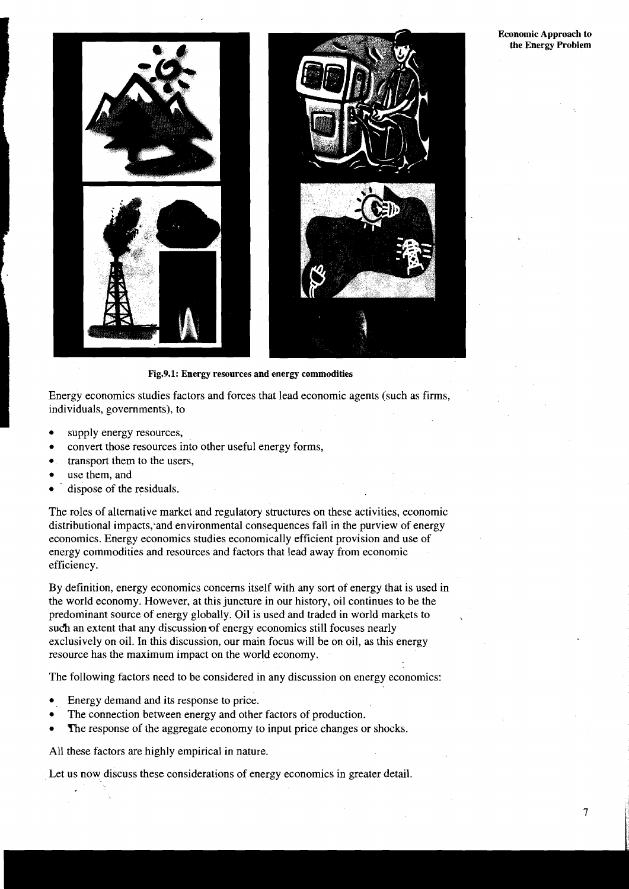Fig.9.1: Energy resources and energy commodities

Energy economics studies factors and forces that lead economic agents (such as firms, individuals, governments), to

- supply energy resources,
- convert those resources into other useful energy forms,
- transport them to the users,
- use them, and
- dispose of the residuals.

The roles of alternative market and regulatory structures on these activities, economic distributional impacts, and environmental consequences fall in the purview of energy economics. Energy economics studies economically efficient provision and use of energy commodities and resources and factors that lead away from economic efficiency.

By definition, energy economics concerns itself with any sort of energy that is used in the world economy. However, at this juncture in our history, oil continues to be the predominant source of energy globally. Oil is used and traded in world markets to such an extent that any discussion of energy economics still focuses nearly exclusively on oil. In this discussion, our main focus will be on oil, as this energy resource has the maximum impact on the world economy.

The following factors need to be considered in any discussion on energy economics:

- Energy demand and its response to price.
- The connection between energy and other factors of production.
- The response of the aggregate economy to input price changes or shocks.

All these factors are highly empirical in nature.

Let us now discuss these considerations of energy economics in greater detail.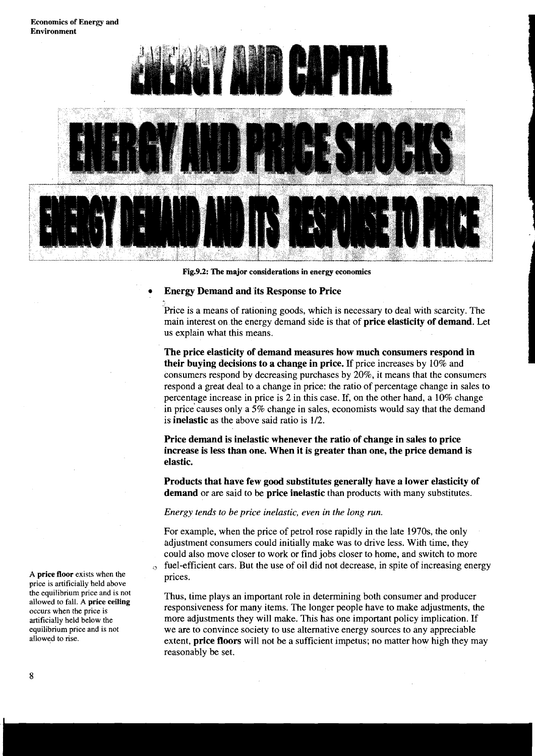ENERGY AND CAPITAL

ENERGY AND PRICE SHOCKS

ENERGY DEMAND AND ITS RESPONSE TO PRICE

**Fig.9.2: The major considerations in energy economics**

- **Energy Demand and its Response to Price**

Price is a means of rationing goods, which is necessary to deal with scarcity. The main interest on the energy demand side is that of **price elasticity of demand**. Let us explain what this means.

**The price elasticity of demand measures how much consumers respond in their buying decisions to a change in price.** If price increases by 10% and consumers respond by decreasing purchases by 20%, it means that the consumers respond a great deal to a change in price: the ratio of percentage change in sales to percentage increase in price is 2 in this case. If, on the other hand, a 10% change in price causes only a 5% change in sales, economists would say that the demand is **inelastic** as the above said ratio is 1/2.

**Price demand is inelastic whenever the ratio of change in sales to price increase is less than one. When it is greater than one, the price demand is elastic.**

**Products that have few good substitutes generally have a lower elasticity of demand** or are said to be **price inelastic** than products with many substitutes.

*Energy tends to be price inelastic, even in the long run.*

For example, when the price of petrol rose rapidly in the late 1970s, the only adjustment consumers could initially make was to drive less. With time, they could also move closer to work or find jobs closer to home, and switch to more fuel-efficient cars. But the use of oil did not decrease, in spite of increasing energy prices.

A **price floor** exists when the price is artificially held above the equilibrium price and is not allowed to fall. A **price ceiling** occurs when the price is artificially held below the equilibrium price and is not allowed to rise.

Thus, time plays an important role in determining both consumer and producer responsiveness for many items. The longer people have to make adjustments, the more adjustments they will make. This has one important policy implication. If we are to convince society to use alternative energy sources to any appreciable extent, **price floors** will not be a sufficient impetus; no matter how high they may reasonably be set.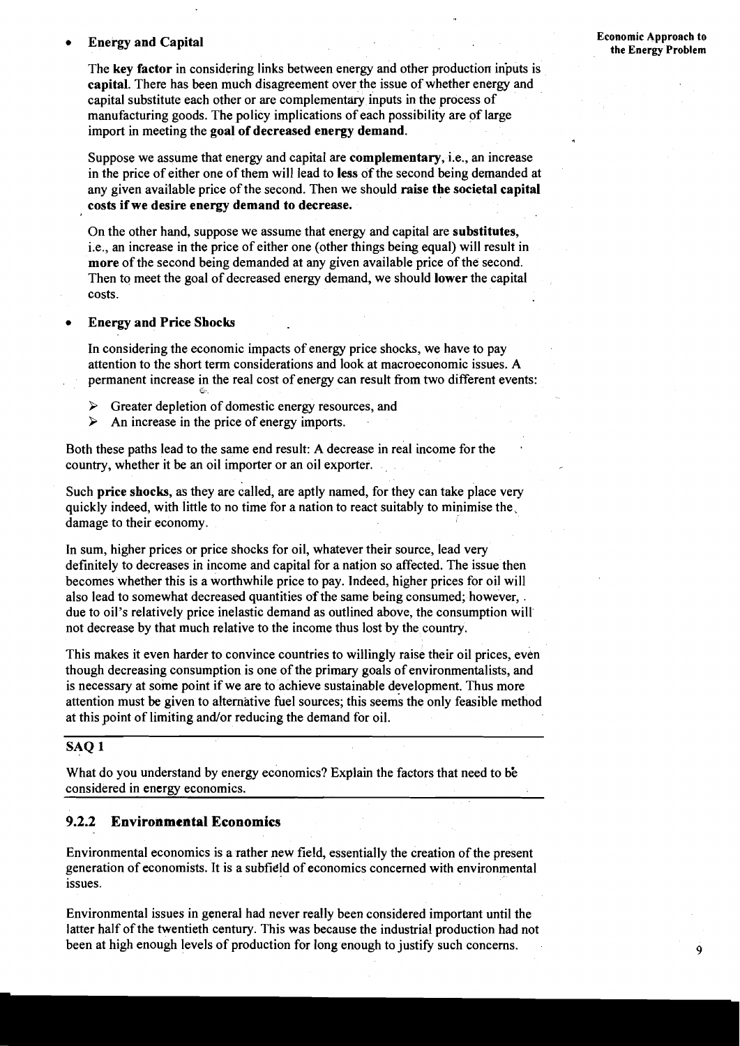- **Energy and Capital**

  The **key factor** in considering links between energy and other production inputs is **capital**. There has been much disagreement over the issue of whether energy and capital substitute each other or are complementary inputs in the process of manufacturing goods. The policy implications of each possibility are of large import in meeting the **goal of decreased energy demand**.

  Suppose we assume that energy and capital are **complementary**, i.e., an increase in the price of either one of them will lead to **less** of the second being demanded at any given available price of the second. Then we should **raise the societal capital costs if we desire energy demand to decrease.**

  On the other hand, suppose we assume that energy and capital are **substitutes**, i.e., an increase in the price of either one (other things being equal) will result in **more** of the second being demanded at any given available price of the second. Then to meet the goal of decreased energy demand, we should **lower** the capital costs.

- **Energy and Price Shocks**

  In considering the economic impacts of energy price shocks, we have to pay attention to the short term considerations and look at macroeconomic issues. A permanent increase in the real cost of energy can result from two different events:

  - Greater depletion of domestic energy resources, and
  - An increase in the price of energy imports.

Both these paths lead to the same end result: A decrease in real income for the country, whether it be an oil importer or an oil exporter.

Such **price shocks**, as they are called, are aptly named, for they can take place very quickly indeed, with little to no time for a nation to react suitably to minimise the damage to their economy.

In sum, higher prices or price shocks for oil, whatever their source, lead very definitely to decreases in income and capital for a nation so affected. The issue then becomes whether this is a worthwhile price to pay. Indeed, higher prices for oil will also lead to somewhat decreased quantities of the same being consumed; however, due to oil's relatively price inelastic demand as outlined above, the consumption will not decrease by that much relative to the income thus lost by the country.

This makes it even harder to convince countries to willingly raise their oil prices, even though decreasing consumption is one of the primary goals of environmentalists, and is necessary at some point if we are to achieve sustainable development. Thus more attention must be given to alternative fuel sources; this seems the only feasible method at this point of limiting and/or reducing the demand for oil.

**SAQ 1**

What do you understand by energy economics? Explain the factors that need to be considered in energy economics.

### 9.2.2 Environmental Economics

Environmental economics is a rather new field, essentially the creation of the present generation of economists. It is a subfield of economics concerned with environmental issues.

Environmental issues in general had never really been considered important until the latter half of the twentieth century. This was because the industrial production had not been at high enough levels of production for long enough to justify such concerns.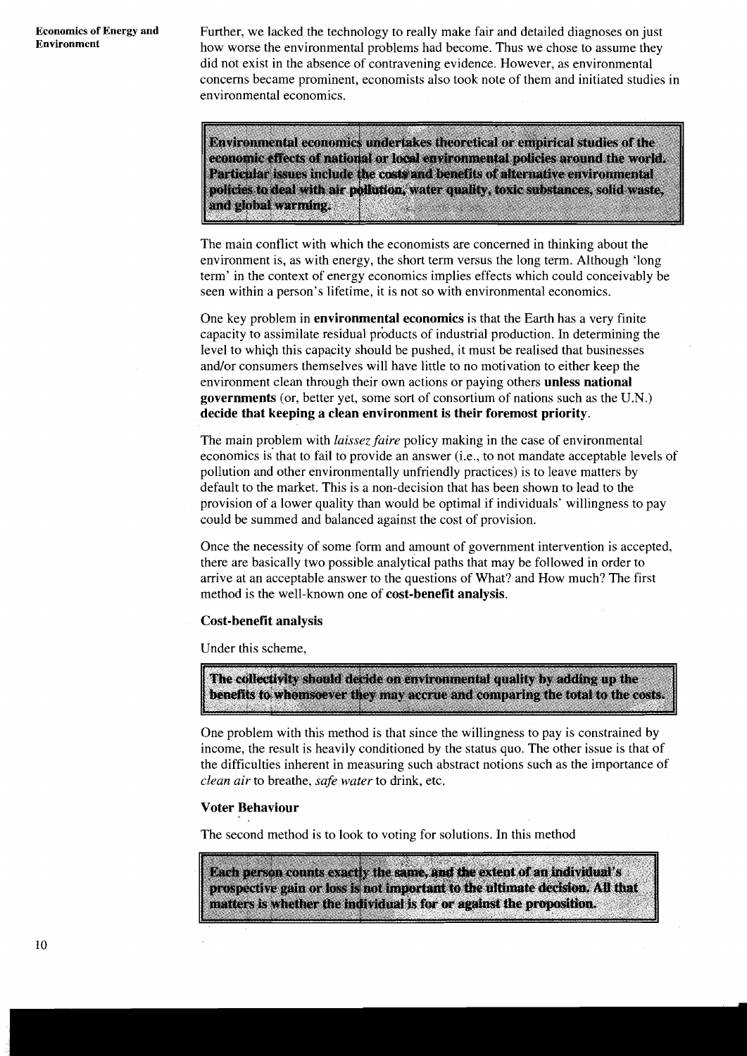Further, we lacked the technology to really make fair and detailed diagnoses on just how worse the environmental problems had become. Thus we chose to assume they did not exist in the absence of contravening evidence. However, as environmental concerns became prominent, economists also took note of them and initiated studies in environmental economics.

> **Environmental economics undertakes theoretical or empirical studies of the economic effects of national or local environmental policies around the world. Particular issues include the costs and benefits of alternative environmental policies to deal with air pollution, water quality, toxic substances, solid waste, and global warming.**

The main conflict with which the economists are concerned in thinking about the environment is, as with energy, the short term versus the long term. Although 'long term' in the context of energy economics implies effects which could conceivably be seen within a person's lifetime, it is not so with environmental economics.

One key problem in **environmental economics** is that the Earth has a very finite capacity to assimilate residual products of industrial production. In determining the level to which this capacity should be pushed, it must be realised that businesses and/or consumers themselves will have little to no motivation to either keep the environment clean through their own actions or paying others **unless national governments** (or, better yet, some sort of consortium of nations such as the U.N.) **decide that keeping a clean environment is their foremost priority**.

The main problem with *laissez faire* policy making in the case of environmental economics is that to fail to provide an answer (i.e., to not mandate acceptable levels of pollution and other environmentally unfriendly practices) is to leave matters by default to the market. This is a non-decision that has been shown to lead to the provision of a lower quality than would be optimal if individuals' willingness to pay could be summed and balanced against the cost of provision.

Once the necessity of some form and amount of government intervention is accepted, there are basically two possible analytical paths that may be followed in order to arrive at an acceptable answer to the questions of What? and How much? The first method is the well-known one of **cost-benefit analysis**.

### Cost-benefit analysis

Under this scheme,

> **The collectivity should decide on environmental quality by adding up the benefits to whomsoever they may accrue and comparing the total to the costs.**

One problem with this method is that since the willingness to pay is constrained by income, the result is heavily conditioned by the status quo. The other issue is that of the difficulties inherent in measuring such abstract notions such as the importance of *clean air* to breathe, *safe water* to drink, etc.

### Voter Behaviour

The second method is to look to voting for solutions. In this method

> **Each person counts exactly the same, and the extent of an individual's prospective gain or loss is not important to the ultimate decision. All that matters is whether the individual is for or against the proposition.**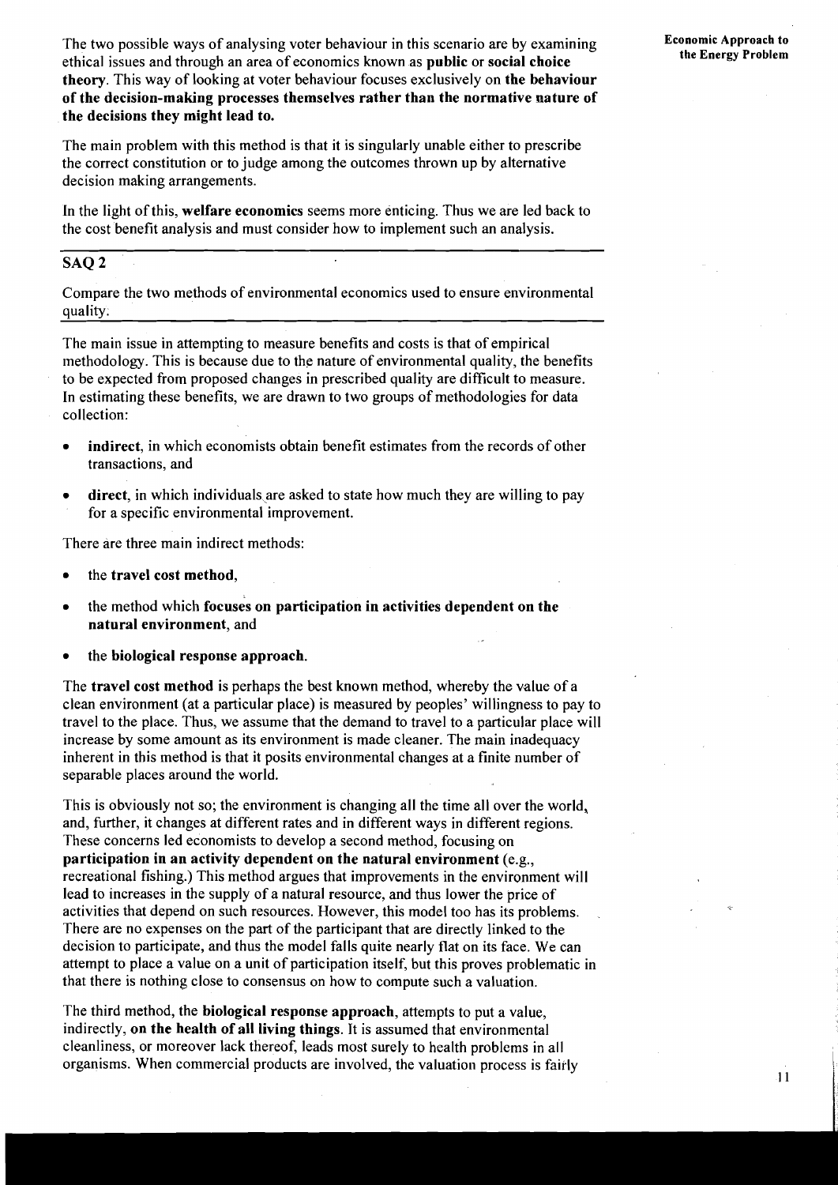The two possible ways of analysing voter behaviour in this scenario are by examining ethical issues and through an area of economics known as **public** or **social choice theory**. This way of looking at voter behaviour focuses exclusively on **the behaviour of the decision-making processes themselves rather than the normative nature of the decisions they might lead to.**

The main problem with this method is that it is singularly unable either to prescribe the correct constitution or to judge among the outcomes thrown up by alternative decision making arrangements.

In the light of this, **welfare economics** seems more enticing. Thus we are led back to the cost benefit analysis and must consider how to implement such an analysis.

## SAQ 2

Compare the two methods of environmental economics used to ensure environmental quality.

---

The main issue in attempting to measure benefits and costs is that of empirical methodology. This is because due to the nature of environmental quality, the benefits to be expected from proposed changes in prescribed quality are difficult to measure. In estimating these benefits, we are drawn to two groups of methodologies for data collection:

- **indirect**, in which economists obtain benefit estimates from the records of other transactions, and
- **direct**, in which individuals are asked to state how much they are willing to pay for a specific environmental improvement.

There are three main indirect methods:

- the **travel cost method**,
- the method which **focuses on participation in activities dependent on the natural environment**, and
- the **biological response approach**.

The **travel cost method** is perhaps the best known method, whereby the value of a clean environment (at a particular place) is measured by peoples' willingness to pay to travel to the place. Thus, we assume that the demand to travel to a particular place will increase by some amount as its environment is made cleaner. The main inadequacy inherent in this method is that it posits environmental changes at a finite number of separable places around the world.

This is obviously not so; the environment is changing all the time all over the world, and, further, it changes at different rates and in different ways in different regions. These concerns led economists to develop a second method, focusing on **participation in an activity dependent on the natural environment** (e.g., recreational fishing.) This method argues that improvements in the environment will lead to increases in the supply of a natural resource, and thus lower the price of activities that depend on such resources. However, this model too has its problems. There are no expenses on the part of the participant that are directly linked to the decision to participate, and thus the model falls quite nearly flat on its face. We can attempt to place a value on a unit of participation itself, but this proves problematic in that there is nothing close to consensus on how to compute such a valuation.

The third method, the **biological response approach**, attempts to put a value, indirectly, **on the health of all living things**. It is assumed that environmental cleanliness, or moreover lack thereof, leads most surely to health problems in all organisms. When commercial products are involved, the valuation process is fairly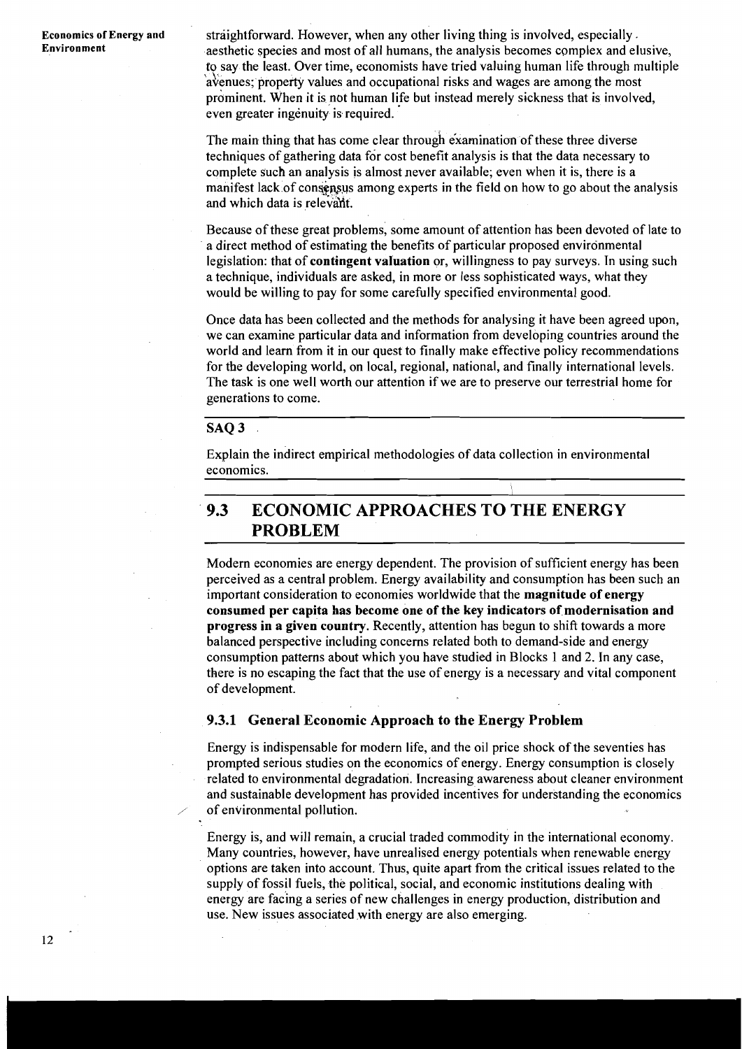straightforward. However, when any other living thing is involved, especially aesthetic species and most of all humans, the analysis becomes complex and elusive, to say the least. Over time, economists have tried valuing human life through multiple avenues; property values and occupational risks and wages are among the most prominent. When it is not human life but instead merely sickness that is involved, even greater ingenuity is required.

The main thing that has come clear through examination of these three diverse techniques of gathering data for cost benefit analysis is that the data necessary to complete such an analysis is almost never available; even when it is, there is a manifest lack of consensus among experts in the field on how to go about the analysis and which data is relevant.

Because of these great problems, some amount of attention has been devoted of late to a direct method of estimating the benefits of particular proposed environmental legislation: that of **contingent valuation** or, willingness to pay surveys. In using such a technique, individuals are asked, in more or less sophisticated ways, what they would be willing to pay for some carefully specified environmental good.

Once data has been collected and the methods for analysing it have been agreed upon, we can examine particular data and information from developing countries around the world and learn from it in our quest to finally make effective policy recommendations for the developing world, on local, regional, national, and finally international levels. The task is one well worth our attention if we are to preserve our terrestrial home for generations to come.

**SAQ 3**

Explain the indirect empirical methodologies of data collection in environmental economics.

## 9.3 ECONOMIC APPROACHES TO THE ENERGY PROBLEM

Modern economies are energy dependent. The provision of sufficient energy has been perceived as a central problem. Energy availability and consumption has been such an important consideration to economies worldwide that the **magnitude of energy consumed per capita has become one of the key indicators of modernisation and progress in a given country**. Recently, attention has begun to shift towards a more balanced perspective including concerns related both to demand-side and energy consumption patterns about which you have studied in Blocks 1 and 2. In any case, there is no escaping the fact that the use of energy is a necessary and vital component of development.

### 9.3.1 General Economic Approach to the Energy Problem

Energy is indispensable for modern life, and the oil price shock of the seventies has prompted serious studies on the economics of energy. Energy consumption is closely related to environmental degradation. Increasing awareness about cleaner environment and sustainable development has provided incentives for understanding the economics of environmental pollution.

Energy is, and will remain, a crucial traded commodity in the international economy. Many countries, however, have unrealised energy potentials when renewable energy options are taken into account. Thus, quite apart from the critical issues related to the supply of fossil fuels, the political, social, and economic institutions dealing with energy are facing a series of new challenges in energy production, distribution and use. New issues associated with energy are also emerging.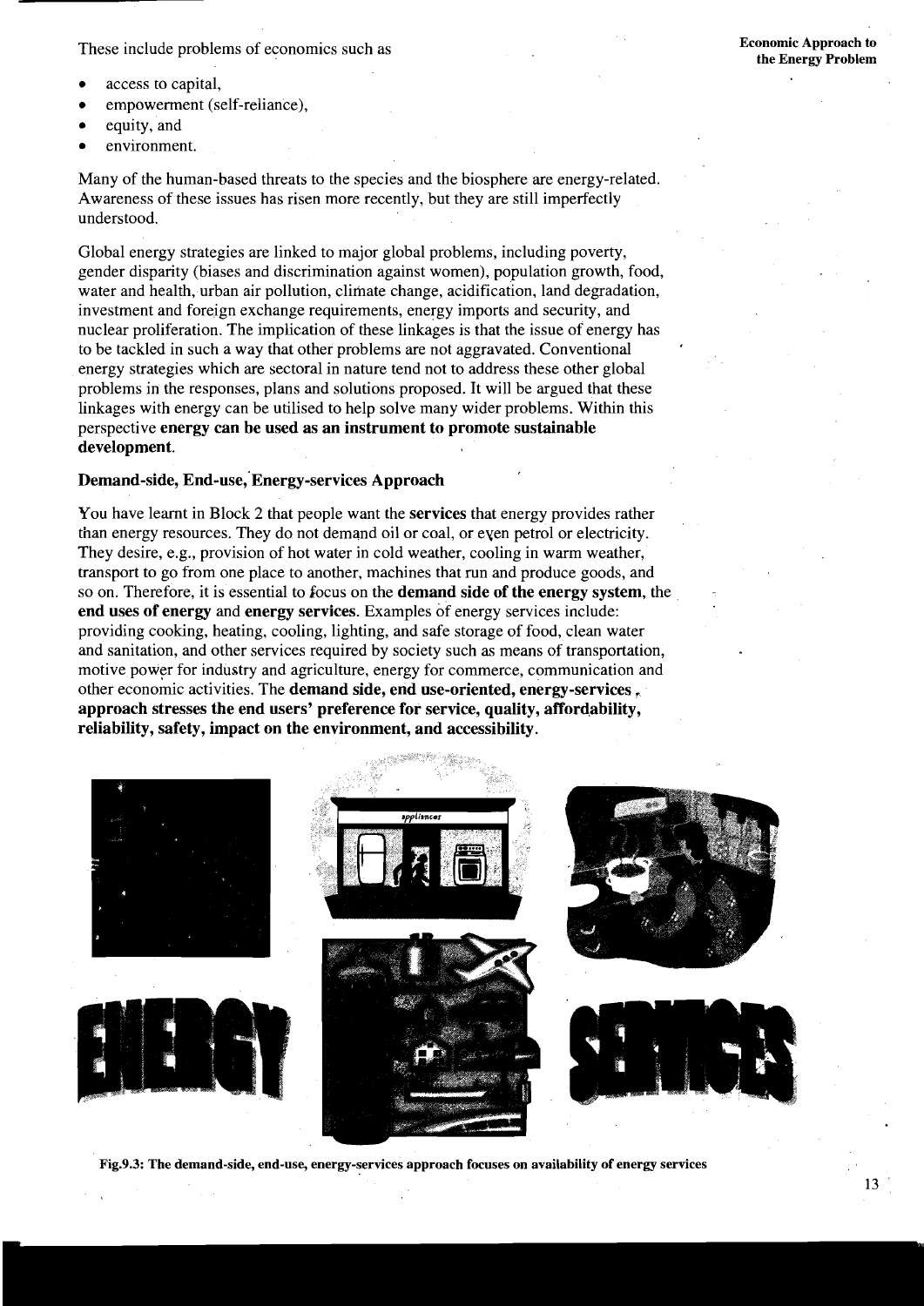These include problems of economics such as

- access to capital,
- empowerment (self-reliance),
- equity, and
- environment.

Many of the human-based threats to the species and the biosphere are energy-related. Awareness of these issues has risen more recently, but they are still imperfectly understood.

Global energy strategies are linked to major global problems, including poverty, gender disparity (biases and discrimination against women), population growth, food, water and health, urban air pollution, climate change, acidification, land degradation, investment and foreign exchange requirements, energy imports and security, and nuclear proliferation. The implication of these linkages is that the issue of energy has to be tackled in such a way that other problems are not aggravated. Conventional energy strategies which are sectoral in nature tend not to address these other global problems in the responses, plans and solutions proposed. It will be argued that these linkages with energy can be utilised to help solve many wider problems. Within this perspective **energy can be used as an instrument to promote sustainable development.**

### Demand-side, End-use, Energy-services Approach

You have learnt in Block 2 that people want the **services** that energy provides rather than energy resources. They do not demand oil or coal, or even petrol or electricity. They desire, e.g., provision of hot water in cold weather, cooling in warm weather, transport to go from one place to another, machines that run and produce goods, and so on. Therefore, it is essential to focus on the **demand side of the energy system**, the **end uses of energy** and **energy services**. Examples of energy services include: providing cooking, heating, cooling, lighting, and safe storage of food, clean water and sanitation, and other services required by society such as means of transportation, motive power for industry and agriculture, energy for commerce, communication and other economic activities. The **demand side, end use-oriented, energy-services approach stresses the end users' preference for service, quality, affordability, reliability, safety, impact on the environment, and accessibility.**

**Fig.9.3: The demand-side, end-use, energy-services approach focuses on availability of energy services**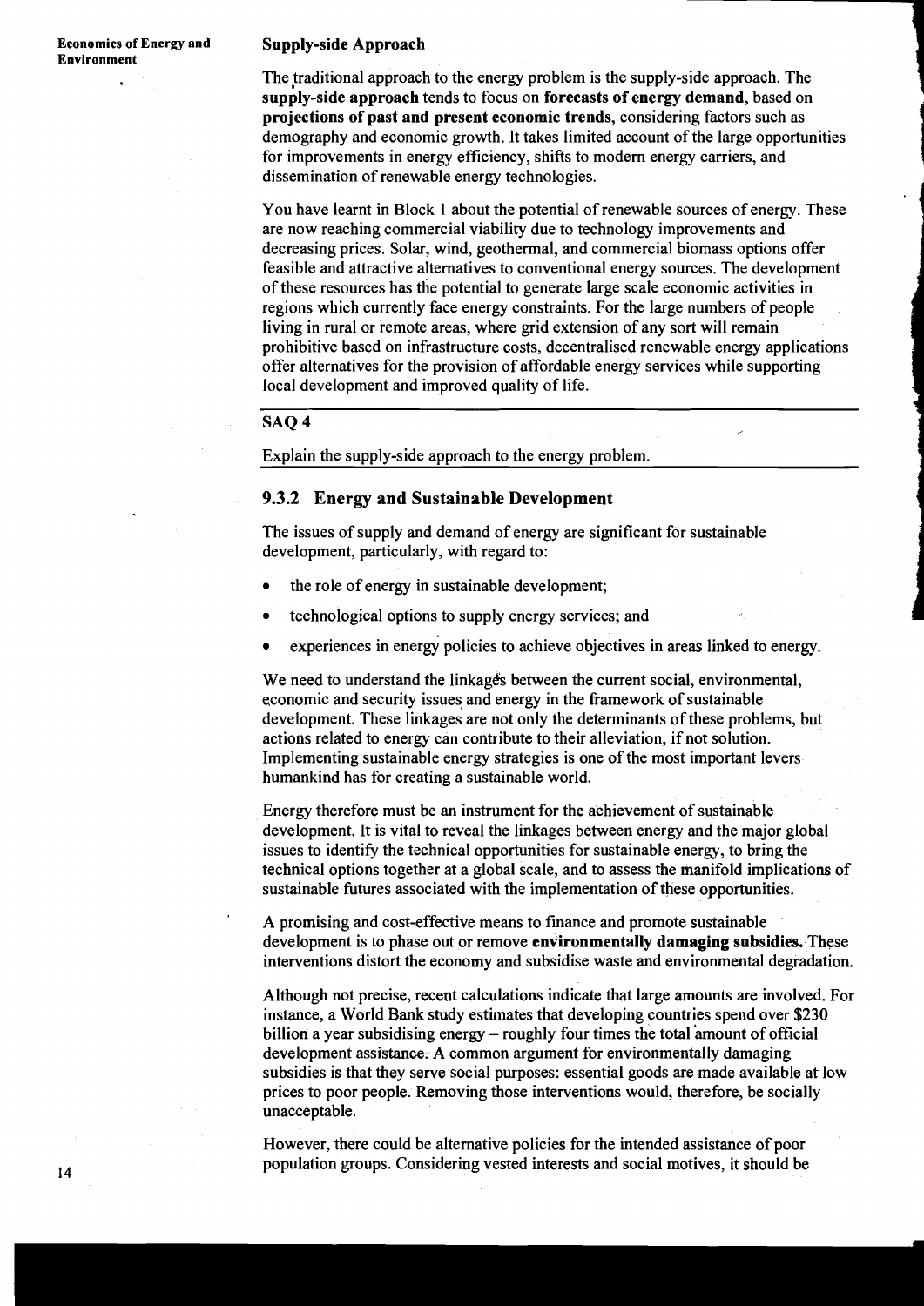### Supply-side Approach

The traditional approach to the energy problem is the supply-side approach. The **supply-side approach** tends to focus on **forecasts of energy demand**, based on **projections of past and present economic trends**, considering factors such as demography and economic growth. It takes limited account of the large opportunities for improvements in energy efficiency, shifts to modern energy carriers, and dissemination of renewable energy technologies.

You have learnt in Block 1 about the potential of renewable sources of energy. These are now reaching commercial viability due to technology improvements and decreasing prices. Solar, wind, geothermal, and commercial biomass options offer feasible and attractive alternatives to conventional energy sources. The development of these resources has the potential to generate large scale economic activities in regions which currently face energy constraints. For the large numbers of people living in rural or remote areas, where grid extension of any sort will remain prohibitive based on infrastructure costs, decentralised renewable energy applications offer alternatives for the provision of affordable energy services while supporting local development and improved quality of life.

---

**SAQ 4**

Explain the supply-side approach to the energy problem.

---

### 9.3.2 Energy and Sustainable Development

The issues of supply and demand of energy are significant for sustainable development, particularly, with regard to:

- the role of energy in sustainable development;
- technological options to supply energy services; and
- experiences in energy policies to achieve objectives in areas linked to energy.

We need to understand the linkages between the current social, environmental, economic and security issues and energy in the framework of sustainable development. These linkages are not only the determinants of these problems, but actions related to energy can contribute to their alleviation, if not solution. Implementing sustainable energy strategies is one of the most important levers humankind has for creating a sustainable world.

Energy therefore must be an instrument for the achievement of sustainable development. It is vital to reveal the linkages between energy and the major global issues to identify the technical opportunities for sustainable energy, to bring the technical options together at a global scale, and to assess the manifold implications of sustainable futures associated with the implementation of these opportunities.

A promising and cost-effective means to finance and promote sustainable development is to phase out or remove **environmentally damaging subsidies.** These interventions distort the economy and subsidise waste and environmental degradation.

Although not precise, recent calculations indicate that large amounts are involved. For instance, a World Bank study estimates that developing countries spend over $230 billion a year subsidising energy – roughly four times the total amount of official development assistance. A common argument for environmentally damaging subsidies is that they serve social purposes: essential goods are made available at low prices to poor people. Removing those interventions would, therefore, be socially unacceptable.

However, there could be alternative policies for the intended assistance of poor population groups. Considering vested interests and social motives, it should be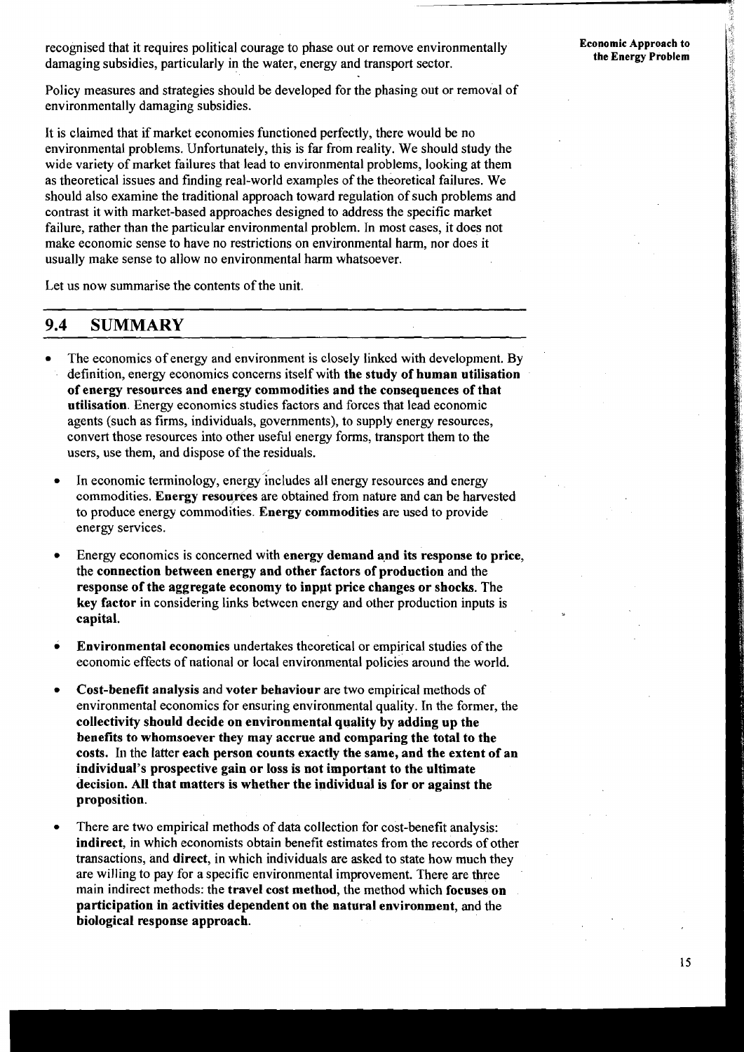recognised that it requires political courage to phase out or remove environmentally damaging subsidies, particularly in the water, energy and transport sector.

Policy measures and strategies should be developed for the phasing out or removal of environmentally damaging subsidies.

It is claimed that if market economies functioned perfectly, there would be no environmental problems. Unfortunately, this is far from reality. We should study the wide variety of market failures that lead to environmental problems, looking at them as theoretical issues and finding real-world examples of the theoretical failures. We should also examine the traditional approach toward regulation of such problems and contrast it with market-based approaches designed to address the specific market failure, rather than the particular environmental problem. In most cases, it does not make economic sense to have no restrictions on environmental harm, nor does it usually make sense to allow no environmental harm whatsoever.

Let us now summarise the contents of the unit.

## 9.4 SUMMARY

- The economics of energy and environment is closely linked with development. By definition, energy economics concerns itself with **the study of human utilisation of energy resources and energy commodities and the consequences of that utilisation**. Energy economics studies factors and forces that lead economic agents (such as firms, individuals, governments), to supply energy resources, convert those resources into other useful energy forms, transport them to the users, use them, and dispose of the residuals.

- In economic terminology, energy includes all energy resources and energy commodities. **Energy resources** are obtained from nature and can be harvested to produce energy commodities. **Energy commodities** are used to provide energy services.

- Energy economics is concerned with **energy demand and its response to price**, the **connection between energy and other factors of production** and the **response of the aggregate economy to input price changes or shocks**. The **key factor** in considering links between energy and other production inputs is **capital.**

- **Environmental economics** undertakes theoretical or empirical studies of the economic effects of national or local environmental policies around the world.

- **Cost-benefit analysis** and **voter behaviour** are two empirical methods of environmental economics for ensuring environmental quality. In the former, the **collectivity should decide on environmental quality by adding up the benefits to whomsoever they may accrue and comparing the total to the costs.** In the latter **each person counts exactly the same, and the extent of an individual's prospective gain or loss is not important to the ultimate decision. All that matters is whether the individual is for or against the proposition.**

- There are two empirical methods of data collection for cost-benefit analysis: **indirect**, in which economists obtain benefit estimates from the records of other transactions, and **direct**, in which individuals are asked to state how much they are willing to pay for a specific environmental improvement. There are three main indirect methods: the **travel cost method**, the method which **focuses on participation in activities dependent on the natural environment**, and the **biological response approach.**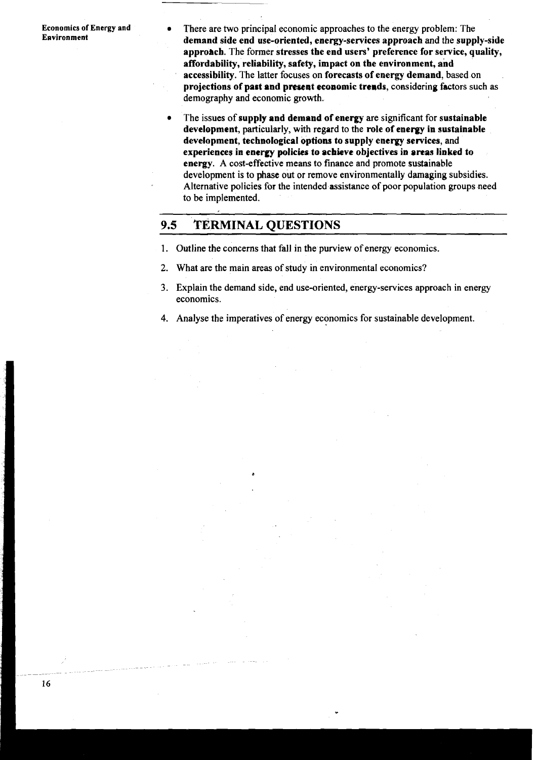- There are two principal economic approaches to the energy problem: The **demand side end use-oriented, energy-services approach** and the **supply-side approach**. The former **stresses the end users' preference for service, quality, affordability, reliability, safety, impact on the environment, and accessibility**. The latter focuses on **forecasts of energy demand**, based on **projections of past and present economic trends**, considering factors such as demography and economic growth.

- The issues of **supply and demand of energy** are significant for **sustainable development**, particularly, with regard to the **role of energy in sustainable development, technological options to supply energy services**, and **experiences in energy policies to achieve objectives in areas linked to energy**. A cost-effective means to finance and promote sustainable development is to phase out or remove environmentally damaging subsidies. Alternative policies for the intended assistance of poor population groups need to be implemented.

## 9.5 TERMINAL QUESTIONS

1. Outline the concerns that fall in the purview of energy economics.
2. What are the main areas of study in environmental economics?
3. Explain the demand side, end use-oriented, energy-services approach in energy economics.
4. Analyse the imperatives of energy economics for sustainable development.